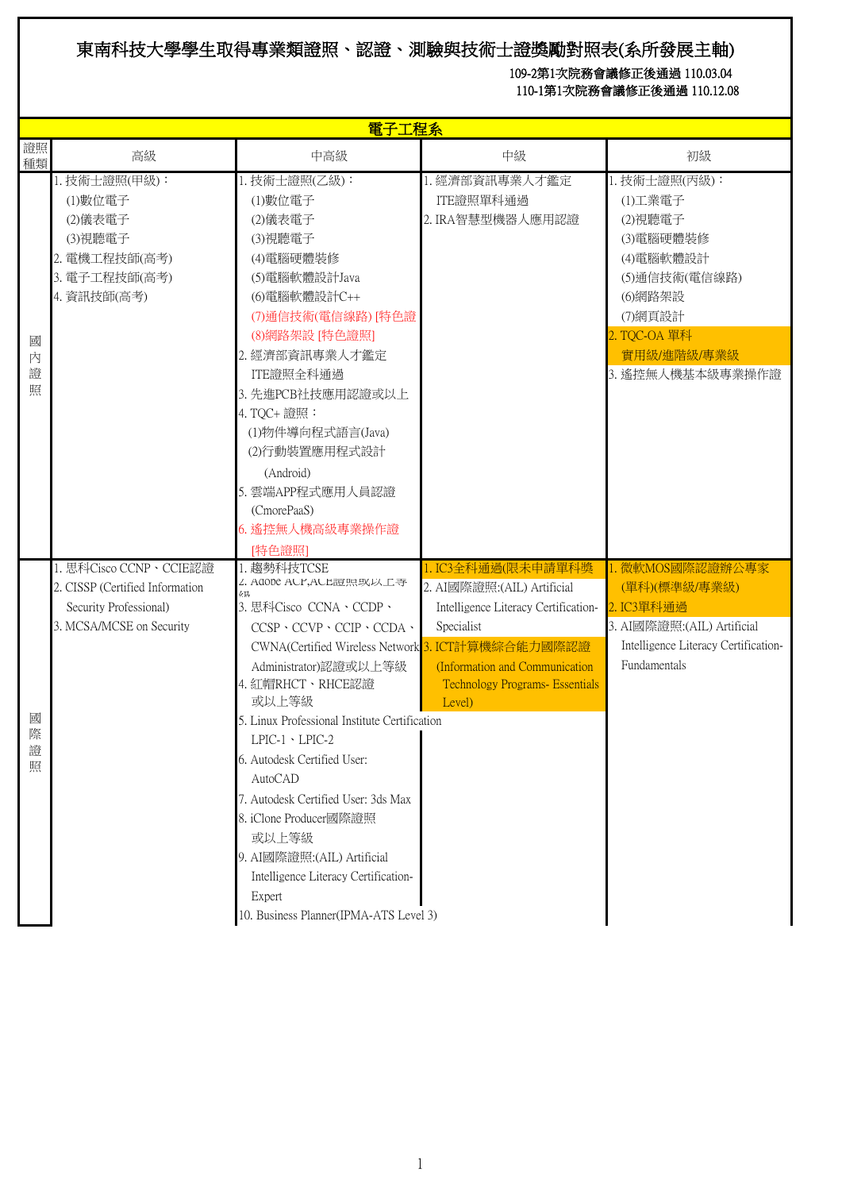# 東南科技大學學生取得專業類證照、認證、測驗與技術士證獎勵對照表(系所發展主軸)

109-2第1次院務會議修正後通過 110.03.04
110-1第1次院務會議修正後通過 110.12.08

| 電子工程系 | | | | |
|---|---|---|---|---|
| 證照種類 | 高級 | 中高級 | 中級 | 初級 |
| 國內證照 | 1. 技術士證照(甲級)：<br>(1)數位電子<br>(2)儀表電子<br>(3)視聽電子<br>2. 電機工程技師(高考)<br>3. 電子工程技師(高考)<br>4. 資訊技師(高考) | 1. 技術士證照(乙級)：<br>(1)數位電子<br>(2)儀表電子<br>(3)視聽電子<br>(4)電腦硬體裝修<br>(5)電腦軟體設計Java<br>(6)電腦軟體設計C++<br>(7)通信技術(電信線路) [特色證<br>(8)網路架設 [特色證照]<br>2. 經濟部資訊專業人才鑑定<br>ITE證照全科通過<br>3. 先進PCB社技應用認證或以上<br>4. TQC+ 證照：<br>(1)物件導向程式語言(Java)<br>(2)行動裝置應用程式設計<br>(Android)<br>5. 雲端APP程式應用人員認證<br>(CmorePaaS)<br>6. 遙控無人機高級專業操作證<br>[特色證照] | 1. 經濟部資訊專業人才鑑定<br>ITE證照單科通過<br>2. IRA智慧型機器人應用認證 | 1. 技術士證照(丙級)：<br>(1)工業電子<br>(2)視聽電子<br>(3)電腦硬體裝修<br>(4)電腦軟體設計<br>(5)通信技術(電信線路)<br>(6)網路架設<br>(7)網頁設計<br>2. TQC-OA 單科<br>實用級/進階級/專業級<br>3. 遙控無人機基本級專業操作證 |
| 國際證照 | 1. 思科Cisco CCNP、CCIE認證<br>2. CISSP (Certified Information Security Professional)<br>3. MCSA/MCSE on Security | 1. 趨勢科技TCSE<br>2. Adobe ACP,ACE證照或以上等級<br>3. 思科Cisco CCNA、CCDP、CCSP、CCVP、CCIP、CCDA、CWNA(Certified Wireless Network Administrator)認證或以上等級<br>4. 紅帽RHCT、RHCE認證或以上等級<br>5. Linux Professional Institute Certification LPIC-1、LPIC-2<br>6. Autodesk Certified User: AutoCAD<br>7. Autodesk Certified User: 3ds Max<br>8. iClone Producer國際證照或以上等級<br>9. AI國際證照:(AIL) Artificial Intelligence Literacy Certification-Expert<br>10. Business Planner(IPMA-ATS Level 3) | 1. IC3全科通過(限未申請單科獎<br>2. AI國際證照:(AIL) Artificial Intelligence Literacy Certification-Specialist<br>3. ICT計算機綜合能力國際認證 (Information and Communication Technology Programs- Essentials Level) | 1. 微軟MOS國際認證辦公專家(單科)(標準級/專業級)<br>2. IC3單科通過<br>3. AI國際證照:(AIL) Artificial Intelligence Literacy Certification-Fundamentals |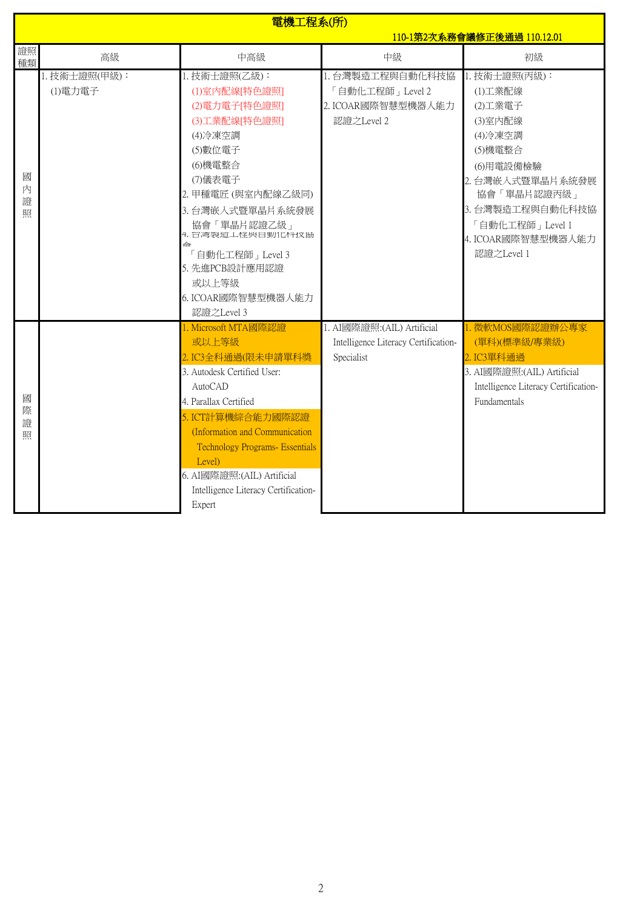# 電機工程系(所)

110-1第2次系務會議修正後通過 110.12.01

| 證照種類 | 高級 | 中高級 | 中級 | 初級 |
|---|---|---|---|---|
| 國內證照 | 1. 技術士證照(甲級)：<br>(1)電力電子 | 1. 技術士證照(乙級)：<br>(1)室內配線[特色證照]<br>(2)電力電子[特色證照]<br>(3)工業配線[特色證照]<br>(4)冷凍空調<br>(5)數位電子<br>(6)機電整合<br>(7)儀表電子<br>2. 甲種電匠 (與室內配線乙級同)<br>3. 台灣嵌入式暨單晶片系統發展協會「單晶片認證乙級」<br>4. 台灣製造工程與自動化科技協會「自動化工程師」Level 3<br>5. 先進PCB設計應用認證或以上等級<br>6. ICOAR國際智慧型機器人能力認證之Level 3 | 1. 台灣製造工程與自動化科技協「自動化工程師」Level 2<br>2. ICOAR國際智慧型機器人能力認證之Level 2 | 1. 技術士證照(丙級)：<br>(1)工業配線<br>(2)工業電子<br>(3)室內配線<br>(4)冷凍空調<br>(5)機電整合<br>(6)用電設備檢驗<br>2. 台灣嵌入式暨單晶片系統發展協會「單晶片認證丙級」<br>3. 台灣製造工程與自動化科技協「自動化工程師」Level 1<br>4. ICOAR國際智慧型機器人能力認證之Level 1 |
| 國際證照 | | 1. Microsoft MTA國際認證或以上等級<br>2. IC3全科通過(限未申請單科獎<br>3. Autodesk Certified User: AutoCAD<br>4. Parallax Certified<br>5. ICT計算機綜合能力國際認證 (Information and Communication Technology Programs- Essentials Level)<br>6. AI國際證照:(AIL) Artificial Intelligence Literacy Certification-Expert | 1. AI國際證照:(AIL) Artificial Intelligence Literacy Certification-Specialist | 1. 微軟MOS國際認證辦公專家(單科)(標準級/專業級)<br>2. IC3單科通過<br>3. AI國際證照:(AIL) Artificial Intelligence Literacy Certification-Fundamentals |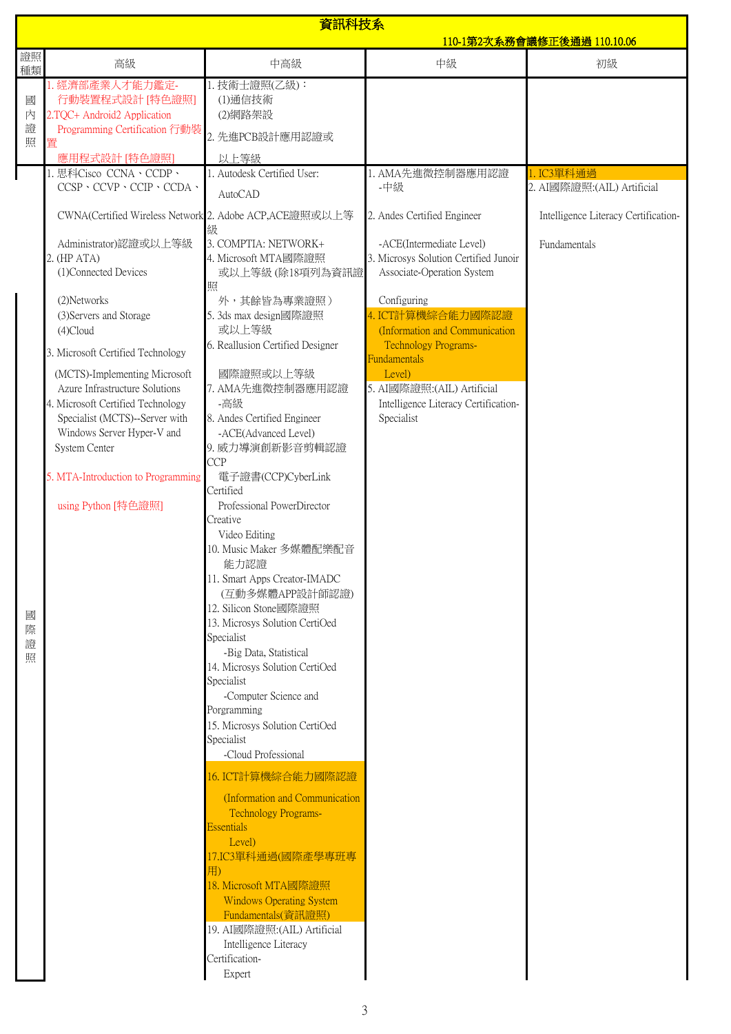| 資訊科技系 | | | | |
|---|---|---|---|---|
| 110-1第2次系務會議修正後通過 110.10.06 | | | | |
| 證照種類 | 高級 | 中高級 | 中級 | 初級 |
| 國內證照 | 1. 經濟部產業人才能力鑑定-行動裝置程式設計 [特色證照]<br>2.TQC+ Android2 Application Programming Certification 行動裝置應用程式設計 [特色證照] | 1. 技術士證照(乙級)：<br>(1)通信技術<br>(2)網路架設<br>2. 先進PCB設計應用認證或以上等級 | | |
| 國際證照 | 1. 思科Cisco CCNA、CCDP、CCSP、CCVP、CCIP、CCDA、CWNA(Certified Wireless Network Administrator)認證或以上等級<br>2. (HP ATA)<br>(1)Connected Devices<br>(2)Networks<br>(3)Servers and Storage<br>(4)Cloud<br>3. Microsoft Certified Technology (MCTS)-Implementing Microsoft Azure Infrastructure Solutions<br>4. Microsoft Certified Technology Specialist (MCTS)--Server with Windows Server Hyper-V and System Center<br>5. MTA-Introduction to Programming using Python [特色證照] | 1. Autodesk Certified User: AutoCAD<br>2. Adobe ACP,ACE證照或以上等級<br>3. COMPTIA: NETWORK+<br>4. Microsoft MTA國際證照或以上等級 (除18項列為資訊證照外，其餘皆為專業證照）<br>5. 3ds max design國際證照或以上等級<br>6. Reallusion Certified Designer 國際證照或以上等級<br>7. AMA先進微控制器應用認證-高級<br>8. Andes Certified Engineer -ACE(Advanced Level)<br>9. 威力導演創新影音剪輯認證CCP 電子證書(CCP)CyberLink Certified Professional PowerDirector Creative Video Editing<br>10. Music Maker 多媒體配樂配音能力認證<br>11. Smart Apps Creator-IMADC (互動多媒體APP設計師認證)<br>12. Silicon Stone國際證照<br>13. Microsys Solution CertiOed Specialist -Big Data, Statistical<br>14. Microsys Solution CertiOed Specialist -Computer Science and Porgramming<br>15. Microsys Solution CertiOed Specialist -Cloud Professional<br>16. ICT計算機綜合能力國際認證 (Information and Communication Technology Programs-Essentials Level)<br>17.IC3單科通過(國際產學專班專用)<br>18. Microsoft MTA國際證照 Windows Operating System Fundamentals(資訊證照)<br>19. AI國際證照:(AIL) Artificial Intelligence Literacy Certification-Expert | 1. AMA先進微控制器應用認證-中級<br>2. Andes Certified Engineer -ACE(Intermediate Level)<br>3. Microsys Solution Certified Junoir Associate-Operation System Configuring<br>4. ICT計算機綜合能力國際認證 (Information and Communication Technology Programs-Fundamentals Level)<br>5. AI國際證照:(AIL) Artificial Intelligence Literacy Certification-Specialist | 1. IC3單科通過<br>2. AI國際證照:(AIL) Artificial Intelligence Literacy Certification-Fundamentals |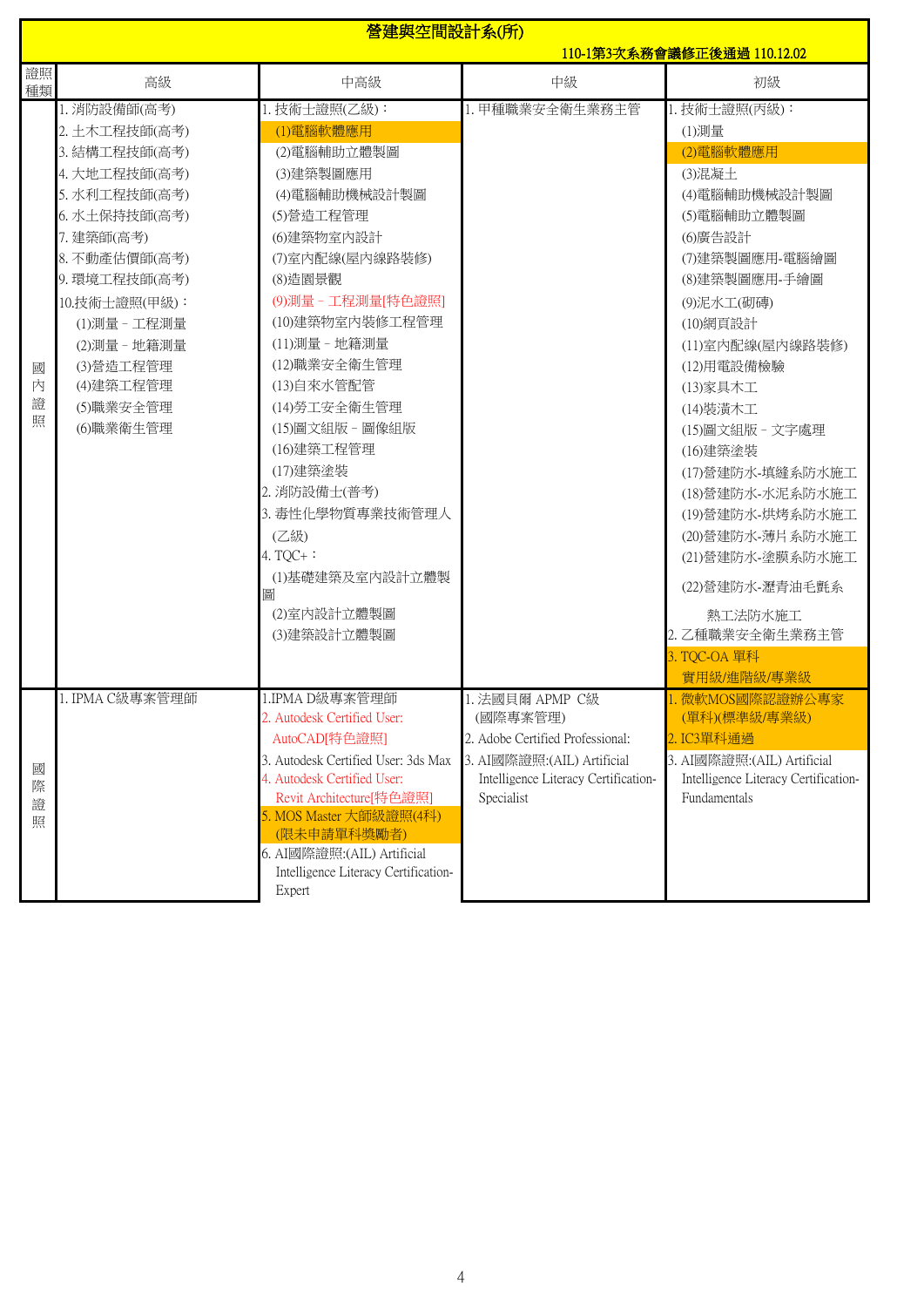# 營建與空間設計系(所)

110-1第3次系務會議修正後通過 110.12.02

| 證照種類 | 高級 | 中高級 | 中級 | 初級 |
|---|---|---|---|---|
| 國內證照 | 1. 消防設備師(高考)<br>2. 土木工程技師(高考)<br>3. 結構工程技師(高考)<br>4. 大地工程技師(高考)<br>5. 水利工程技師(高考)<br>6. 水土保持技師(高考)<br>7. 建築師(高考)<br>8. 不動產估價師(高考)<br>9. 環境工程技師(高考)<br>10.技術士證照(甲級)：<br>(1)測量－工程測量<br>(2)測量－地籍測量<br>(3)營造工程管理<br>(4)建築工程管理<br>(5)職業安全管理<br>(6)職業衛生管理 | 1. 技術士證照(乙級)：<br>(1)電腦軟體應用<br>(2)電腦輔助立體製圖<br>(3)建築製圖應用<br>(4)電腦輔助機械設計製圖<br>(5)營造工程管理<br>(6)建築物室內設計<br>(7)室內配線(屋內線路裝修)<br>(8)造園景觀<br>(9)測量－工程測量[特色證照]<br>(10)建築物室內裝修工程管理<br>(11)測量－地籍測量<br>(12)職業安全衛生管理<br>(13)自來水管配管<br>(14)勞工安全衛生管理<br>(15)圖文組版－圖像組版<br>(16)建築工程管理<br>(17)建築塗裝<br>2. 消防設備士(普考)<br>3. 毒性化學物質專業技術管理人(乙級)<br>4. TQC+：<br>(1)基礎建築及室內設計立體製圖<br>(2)室內設計立體製圖<br>(3)建築設計立體製圖 | 1. 甲種職業安全衛生業務主管 | 1. 技術士證照(丙級)：<br>(1)測量<br>(2)電腦軟體應用<br>(3)混凝土<br>(4)電腦輔助機械設計製圖<br>(5)電腦輔助立體製圖<br>(6)廣告設計<br>(7)建築製圖應用-電腦繪圖<br>(8)建築製圖應用-手繪圖<br>(9)泥水工(砌磚)<br>(10)網頁設計<br>(11)室內配線(屋內線路裝修)<br>(12)用電設備檢驗<br>(13)家具木工<br>(14)裝潢木工<br>(15)圖文組版－文字處理<br>(16)建築塗裝<br>(17)營建防水-填縫系防水施工<br>(18)營建防水-水泥系防水施工<br>(19)營建防水-烘烤系防水施工<br>(20)營建防水-薄片系防水施工<br>(21)營建防水-塗膜系防水施工<br>(22)營建防水-瀝青油毛氈系熱工法防水施工<br>2. 乙種職業安全衛生業務主管<br>3. TQC-OA 單科實用級/進階級/專業級 |
| 國際證照 | 1. IPMA C級專案管理師 | 1.IPMA D級專案管理師<br>2. Autodesk Certified User: AutoCAD[特色證照]<br>3. Autodesk Certified User: 3ds Max<br>4. Autodesk Certified User: Revit Architecture[特色證照]<br>5. MOS Master 大師級證照(4科)(限未申請單科獎勵者)<br>6. AI國際證照:(AIL) Artificial Intelligence Literacy Certification-Expert | 1. 法國貝爾 APMP C級(國際專案管理)<br>2. Adobe Certified Professional:<br>3. AI國際證照:(AIL) Artificial Intelligence Literacy Certification-Specialist | 1. 微軟MOS國際認證辦公專家(單科)(標準級/專業級)<br>2. IC3單科通過<br>3. AI國際證照:(AIL) Artificial Intelligence Literacy Certification-Fundamentals |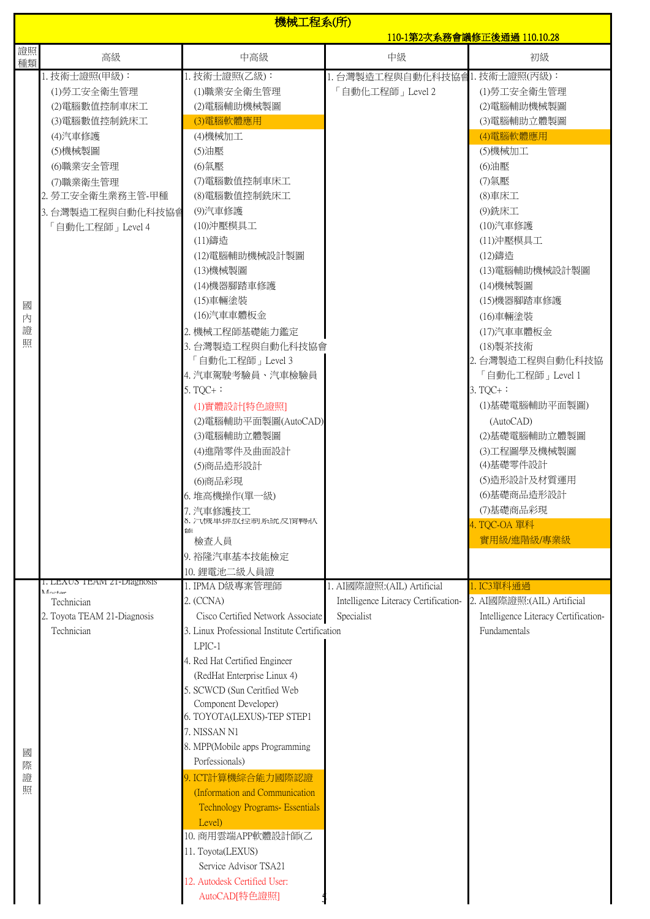# 機械工程系(所)

110-1第2次系務會議修正後通過 110.10.28

| 證照種類 | 高級 | 中高級 | 中級 | 初級 |
|---|---|---|---|---|
| 國內證照 | 1. 技術士證照(甲級)：<br>(1)勞工安全衛生管理<br>(2)電腦數值控制車床工<br>(3)電腦數值控制銑床工<br>(4)汽車修護<br>(5)機械製圖<br>(6)職業安全管理<br>(7)職業衛生管理<br>2. 勞工安全衛生業務主管-甲種<br>3. 台灣製造工程與自動化科技協會「自動化工程師」Level 4 | 1. 技術士證照(乙級)：<br>(1)職業安全衛生管理<br>(2)電腦輔助機械製圖<br>(3)電腦軟體應用<br>(4)機械加工<br>(5)油壓<br>(6)氣壓<br>(7)電腦數值控制車床工<br>(8)電腦數值控制銑床工<br>(9)汽車修護<br>(10)沖壓模具工<br>(11)鑄造<br>(12)電腦輔助機械設計製圖<br>(13)機械製圖<br>(14)機器腳踏車修護<br>(15)車輛塗裝<br>(16)汽車車體板金<br>2. 機械工程師基礎能力鑑定<br>3. 台灣製造工程與自動化科技協會「自動化工程師」Level 3<br>4. 汽車駕駛考驗員、汽車檢驗員<br>5. TQC+：<br>(1)實體設計[特色證照]<br>(2)電腦輔助平面製圖(AutoCAD)<br>(3)電腦輔助立體製圖<br>(4)進階零件及曲面設計<br>(5)商品造形設計<br>(6)商品彩現<br>6. 堆高機操作(單一級)<br>7. 汽車修護技工<br>8. 汽機車排放控制系統及惰轉狀態檢查人員<br>9. 裕隆汽車基本技能檢定<br>10. 鋰電池二級人員證 | 1. 台灣製造工程與自動化科技協會「自動化工程師」Level 2 | 1. 技術士證照(丙級)：<br>(1)勞工安全衛生管理<br>(2)電腦輔助機械製圖<br>(3)電腦輔助立體製圖<br>(4)電腦軟體應用<br>(5)機械加工<br>(6)油壓<br>(7)氣壓<br>(8)車床工<br>(9)銑床工<br>(10)汽車修護<br>(11)沖壓模具工<br>(12)鑄造<br>(13)電腦輔助機械設計製圖<br>(14)機械製圖<br>(15)機器腳踏車修護<br>(16)車輛塗裝<br>(17)汽車車體板金<br>(18)製茶技術<br>2. 台灣製造工程與自動化科技協「自動化工程師」Level 1<br>3. TQC+：<br>(1)基礎電腦輔助平面製圖)(AutoCAD)<br>(2)基礎電腦輔助立體製圖<br>(3)工程圖學及機械製圖<br>(4)基礎零件設計<br>(5)造形設計及材質運用<br>(6)基礎商品造形設計<br>(7)基礎商品彩現<br>4. TQC-OA 單科實用級/進階級/專業級 |
| 國際證照 | 1. LEXUS TEAM 21-Diagnosis Master Technician<br>2. Toyota TEAM 21-Diagnosis Technician | 1. IPMA D級專案管理師<br>2. (CCNA) Cisco Certified Network Associate<br>3. Linux Professional Institute Certification LPIC-1<br>4. Red Hat Certified Engineer (RedHat Enterprise Linux 4)<br>5. SCWCD (Sun Ceritfied Web Component Developer)<br>6. TOYOTA(LEXUS)-TEP STEP1<br>7. NISSAN N1<br>8. MPP(Mobile apps Programming Porfessionals)<br>9. ICT計算機綜合能力國際認證 (Information and Communication Technology Programs- Essentials Level)<br>10. 商用雲端APP軟體設計師(乙<br>11. Toyota(LEXUS) Service Advisor TSA21<br>12. Autodesk Certified User: AutoCAD[特色證照] | 1. AI國際證照:(AIL) Artificial Intelligence Literacy Certification-Specialist | 1. IC3單科通過<br>2. AI國際證照:(AIL) Artificial Intelligence Literacy Certification-Fundamentals |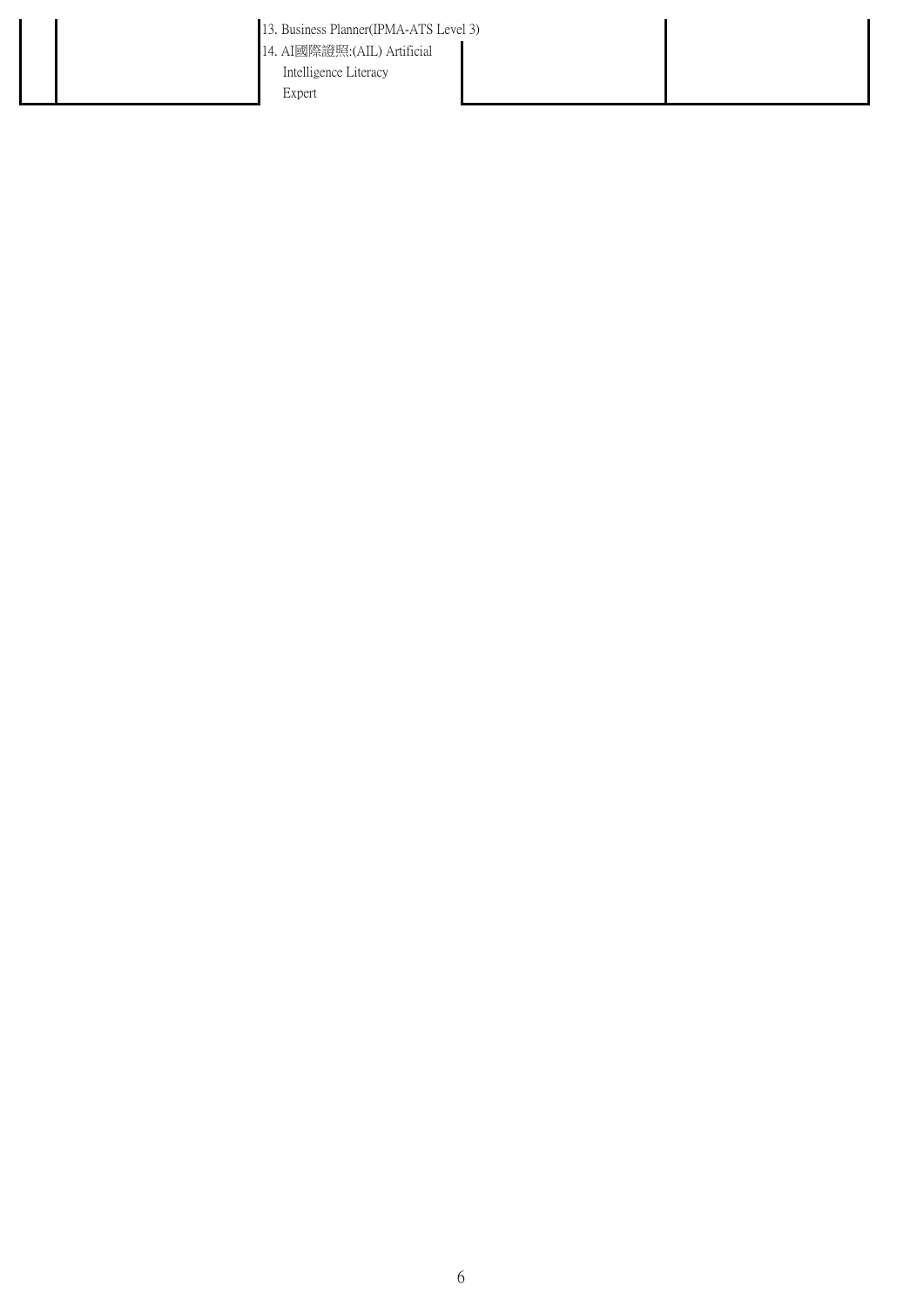| | | | | |
|---|---|---|---|---|
| | | 13. Business Planner(IPMA-ATS Level 3)<br>14. AI國際證照:(AIL) Artificial Intelligence Literacy Expert | | |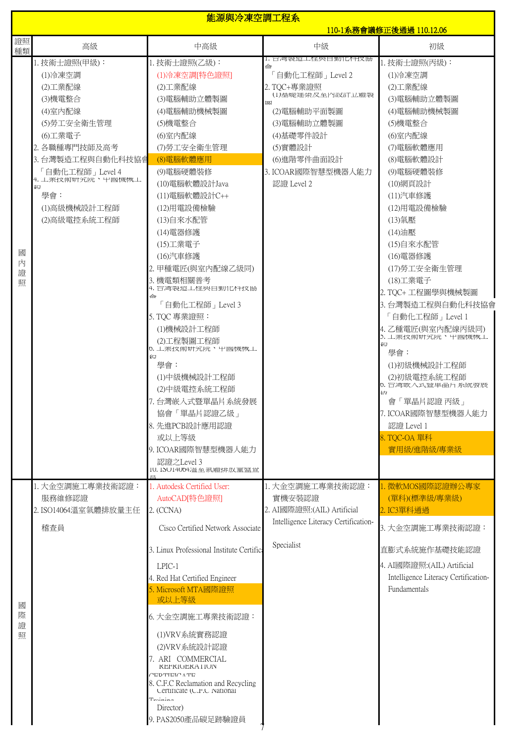# 能源與冷凍空調工程系

110-1系務會議修正後通過 110.12.06

| 證照種類 | 高級 | 中高級 | 中級 | 初級 |
|---|---|---|---|---|
| 國內證照 | 1. 技術士證照(甲級)：<br>(1)冷凍空調<br>(2)工業配線<br>(3)機電整合<br>(4)室內配線<br>(5)勞工安全衛生管理<br>(6)工業電子<br>2. 各職種專門技師及高考<br>3. 台灣製造工程與自動化科技協會「自動化工程師」Level 4<br>4. 工業技術研究院、中國機械工程學會：<br>(1)高級機械設計工程師<br>(2)高級電控系統工程師 | 1. 技術士證照(乙級)：<br>(1)冷凍空調[特色證照]<br>(2)工業配線<br>(3)電腦輔助立體製圖<br>(4)電腦輔助機械製圖<br>(5)機電整合<br>(6)室內配線<br>(7)勞工安全衛生管理<br>(8)電腦軟體應用<br>(9)電腦硬體裝修<br>(10)電腦軟體設計Java<br>(11)電腦軟體設計C++<br>(12)用電設備檢驗<br>(13)自來水配管<br>(14)電器修護<br>(15)工業電子<br>(16)汽車修護<br>2. 甲種電匠(與室內配線乙級同)<br>3. 機電類相關普考<br>4. 台灣製造工程與自動化科技協會「自動化工程師」Level 3<br>5. TQC 專業證照：<br>(1)機械設計工程師<br>(2)工程製圖工程師<br>6. 工業技術研究院、中國機械工程學會：<br>(1)中級機械設計工程師<br>(2)中級電控系統工程師<br>7. 台灣嵌入式暨單晶片系統發展協會「單晶片認證乙級」<br>8. 先進PCB設計應用認證或以上等級<br>9. ICOAR國際智慧型機器人能力認證之Level 3<br>10. ISO14064溫室氣體排放量盤查員 | 1. 台灣製造工程與自動化科技協會「自動化工程師」Level 2<br>2. TQC+專業證照<br>(1)基礎建築及室內設計立體製圖<br>(2)電腦輔助平面製圖<br>(3)電腦輔助立體製圖<br>(4)基礎零件設計<br>(5)實體設計<br>(6)進階零件曲面設計<br>3. ICOAR國際智慧型機器人能力認證 Level 2 | 1. 技術士證照(丙級)：<br>(1)冷凍空調<br>(2)工業配線<br>(3)電腦輔助立體製圖<br>(4)電腦輔助機械製圖<br>(5)機電整合<br>(6)室內配線<br>(7)電腦軟體應用<br>(8)電腦軟體設計<br>(9)電腦硬體裝修<br>(10)網頁設計<br>(11)汽車修護<br>(12)用電設備檢驗<br>(13)氣壓<br>(14)油壓<br>(15)自來水配管<br>(16)電器修護<br>(17)勞工安全衛生管理<br>(18)工業電子<br>2. TQC+ 工程圖學與機械製圖<br>3. 台灣製造工程與自動化科技協會「自動化工程師」Level 1<br>4. 乙種電匠(與室內配線丙級同)<br>5. 工業技術研究院、中國機械工程學會：<br>(1)初級機械設計工程師<br>(2)初級電控系統工程師<br>6. 台灣嵌入式暨單晶片系統發展協會「單晶片認證 丙級」<br>7. ICOAR國際智慧型機器人能力認證 Level 1<br>8. TQC-OA 單科實用級/進階級/專業級 |
| 國際證照 | 1. 大金空調施工專業技術認證：服務維修認證<br>2. ISO14064溫室氣體排放量主任稽查員 | 1. Autodesk Certified User: AutoCAD[特色證照]<br>2. (CCNA) Cisco Certified Network Associate<br>3. Linux Professional Institute Certification LPIC-1<br>4. Red Hat Certified Engineer<br>5. Microsoft MTA國際證照或以上等級<br>6. 大金空調施工專業技術認證：<br>(1)VRV系統實務認證<br>(2)VRV系統設計認證<br>7. ARI COMMERCIAL REFRIGERATION CERTIFICATE<br>8. C.F.C Reclamation and Recycling Certificate (C.F.C National Training Director)<br>9. PAS2050產品碳足跡驗證員 | 1. 大金空調施工專業技術認證：實機安裝認證<br>2. AI國際證照:(AIL) Artificial Intelligence Literacy Certification-Specialist | 1. 微軟MOS國際認證辦公專家(單科)(標準級/專業級)<br>2. IC3單科通過<br>3. 大金空調施工專業技術認證：直膨式系統施作基礎技能認證<br>4. AI國際證照:(AIL) Artificial Intelligence Literacy Certification-Fundamentals |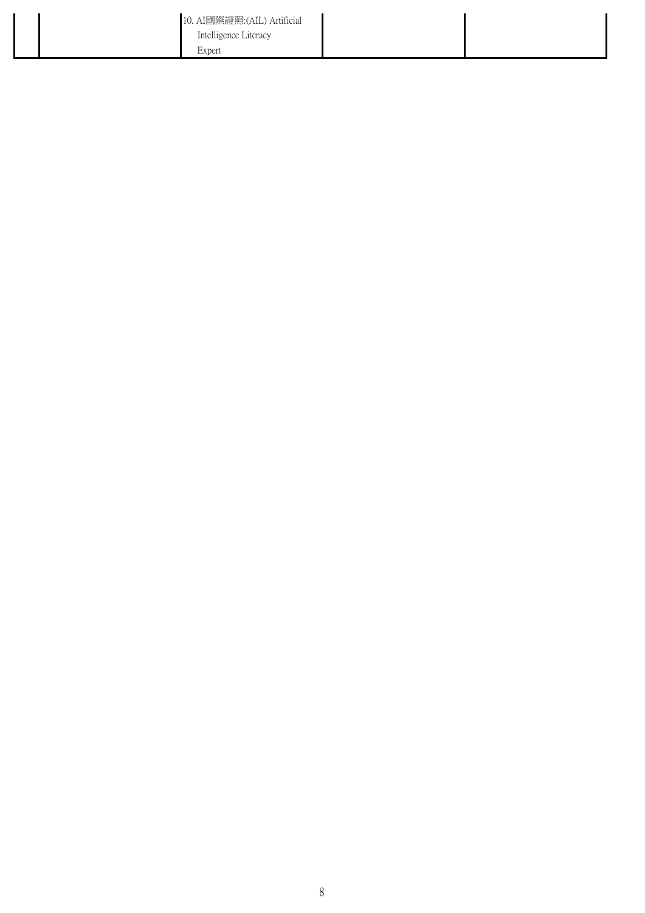| | | | | |
|---|---|---|---|---|
| | | 10. AI國際證照:(AIL) Artificial Intelligence Literacy Expert | | |